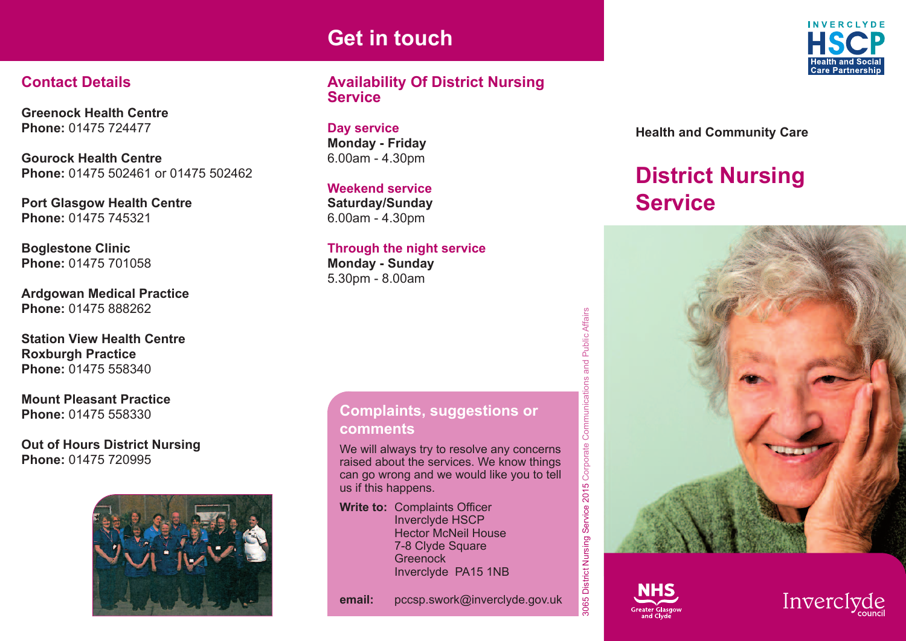# Get in touch

## Contact Details

**Greenock Health Centre**
**Phone:** 01475 724477

**Gourock Health Centre**
**Phone:** 01475 502461 or 01475 502462

**Port Glasgow Health Centre**
**Phone:** 01475 745321

**Boglestone Clinic**
**Phone:** 01475 701058

**Ardgowan Medical Practice**
**Phone:** 01475 888262

**Station View Health Centre**
**Roxburgh Practice**
**Phone:** 01475 558340

**Mount Pleasant Practice**
**Phone:** 01475 558330

**Out of Hours District Nursing**
**Phone:** 01475 720995

## Availability Of District Nursing Service

### Day service
**Monday - Friday**
6.00am - 4.30pm

### Weekend service
**Saturday/Sunday**
6.00am - 4.30pm

### Through the night service
**Monday - Sunday**
5.30pm - 8.00am

## Complaints, suggestions or comments

We will always try to resolve any concerns raised about the services. We know things can go wrong and we would like you to tell us if this happens.

**Write to:** Complaints Officer
Inverclyde HSCP
Hector McNeil House
7-8 Clyde Square
Greenock
Inverclyde PA15 1NB

**email:** pccsp.swork@inverclyde.gov.uk

3065 District Nursing Service 2015 Corporate Communications and Public Affairs

INVERCLYDE HSCP Health and Social Care Partnership

**Health and Community Care**

# District Nursing Service

NHS Greater Glasgow and Clyde

Inverclyde council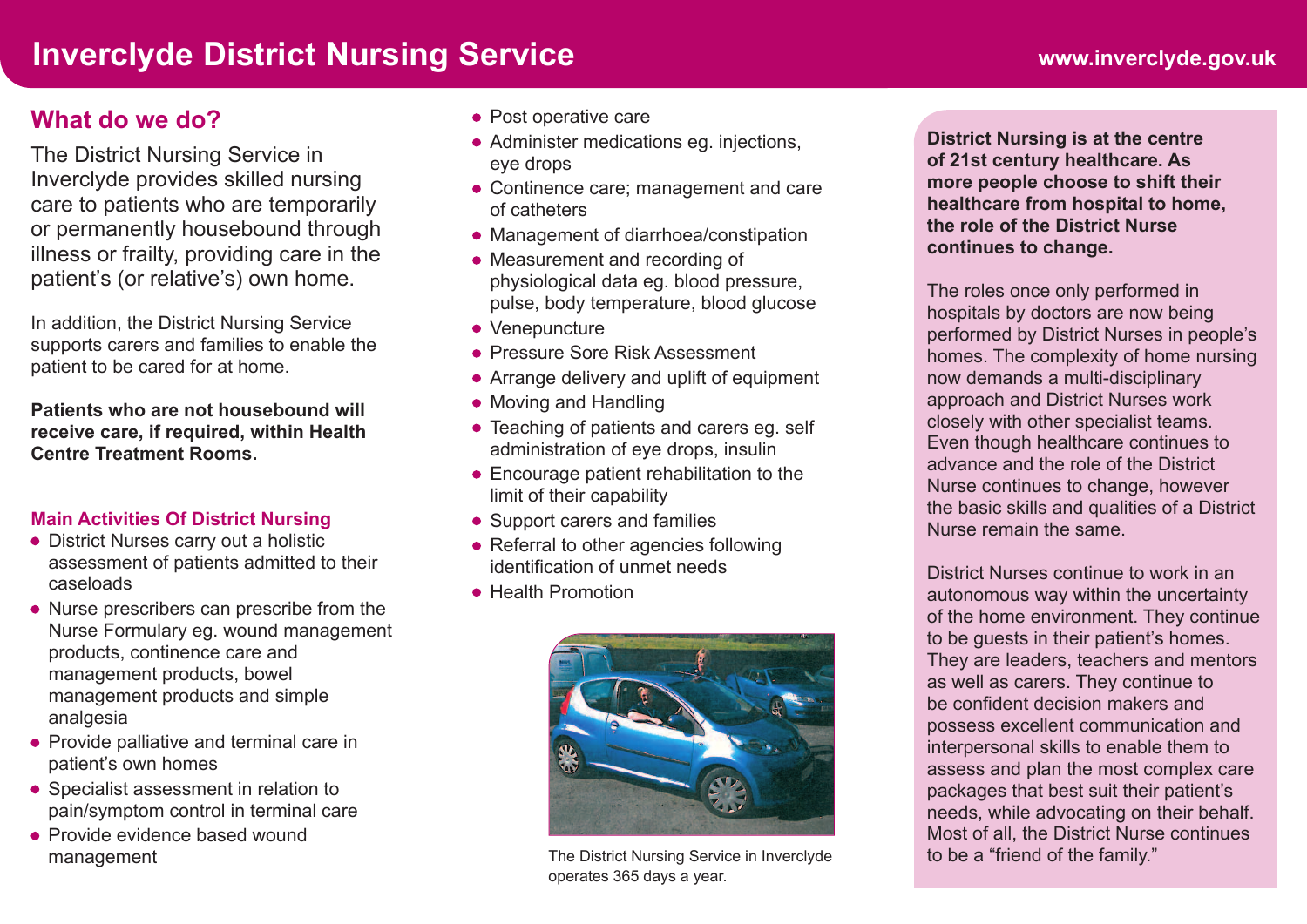# Inverclyde District Nursing Service

www.inverclyde.gov.uk

## What do we do?

The District Nursing Service in Inverclyde provides skilled nursing care to patients who are temporarily or permanently housebound through illness or frailty, providing care in the patient's (or relative's) own home.

In addition, the District Nursing Service supports carers and families to enable the patient to be cared for at home.

**Patients who are not housebound will receive care, if required, within Health Centre Treatment Rooms.**

### Main Activities Of District Nursing

- District Nurses carry out a holistic assessment of patients admitted to their caseloads
- Nurse prescribers can prescribe from the Nurse Formulary eg. wound management products, continence care and management products, bowel management products and simple analgesia
- Provide palliative and terminal care in patient's own homes
- Specialist assessment in relation to pain/symptom control in terminal care
- Provide evidence based wound management
- Post operative care
- Administer medications eg. injections, eye drops
- Continence care; management and care of catheters
- Management of diarrhoea/constipation
- Measurement and recording of physiological data eg. blood pressure, pulse, body temperature, blood glucose
- Venepuncture
- Pressure Sore Risk Assessment
- Arrange delivery and uplift of equipment
- Moving and Handling
- Teaching of patients and carers eg. self administration of eye drops, insulin
- Encourage patient rehabilitation to the limit of their capability
- Support carers and families
- Referral to other agencies following identification of unmet needs
- Health Promotion

The District Nursing Service in Inverclyde operates 365 days a year.

**District Nursing is at the centre of 21st century healthcare. As more people choose to shift their healthcare from hospital to home, the role of the District Nurse continues to change.**

The roles once only performed in hospitals by doctors are now being performed by District Nurses in people's homes. The complexity of home nursing now demands a multi-disciplinary approach and District Nurses work closely with other specialist teams. Even though healthcare continues to advance and the role of the District Nurse continues to change, however the basic skills and qualities of a District Nurse remain the same.

District Nurses continue to work in an autonomous way within the uncertainty of the home environment. They continue to be guests in their patient's homes. They are leaders, teachers and mentors as well as carers. They continue to be confident decision makers and possess excellent communication and interpersonal skills to enable them to assess and plan the most complex care packages that best suit their patient's needs, while advocating on their behalf. Most of all, the District Nurse continues to be a "friend of the family."